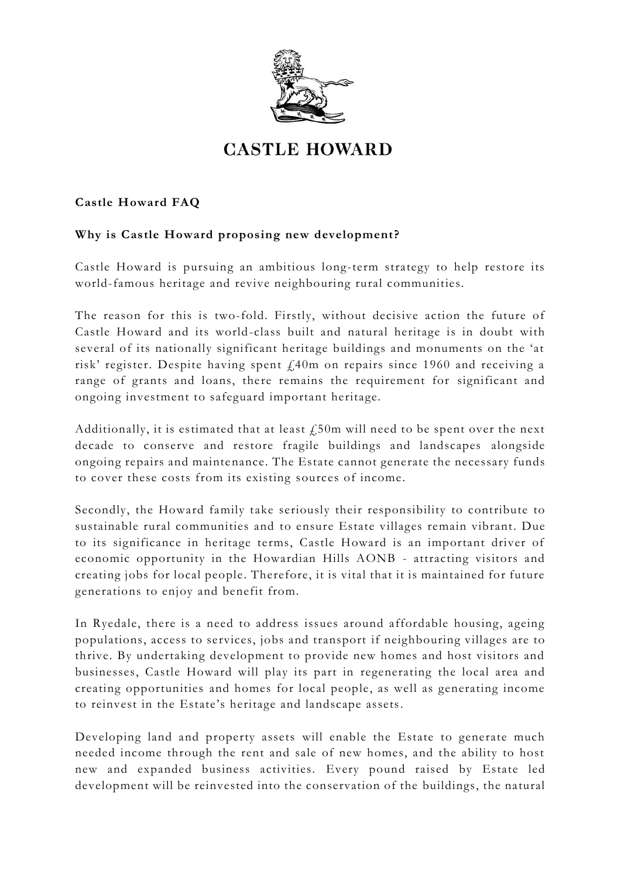# CASTLE HOWARD

**Castle Howard FAQ**

**Why is Castle Howard proposing new development?**

Castle Howard is pursuing an ambitious long-term strategy to help restore its world-famous heritage and revive neighbouring rural communities.

The reason for this is two-fold. Firstly, without decisive action the future of Castle Howard and its world-class built and natural heritage is in doubt with several of its nationally significant heritage buildings and monuments on the 'at risk' register. Despite having spent £40m on repairs since 1960 and receiving a range of grants and loans, there remains the requirement for significant and ongoing investment to safeguard important heritage.

Additionally, it is estimated that at least £50m will need to be spent over the next decade to conserve and restore fragile buildings and landscapes alongside ongoing repairs and maintenance. The Estate cannot generate the necessary funds to cover these costs from its existing sources of income.

Secondly, the Howard family take seriously their responsibility to contribute to sustainable rural communities and to ensure Estate villages remain vibrant. Due to its significance in heritage terms, Castle Howard is an important driver of economic opportunity in the Howardian Hills AONB - attracting visitors and creating jobs for local people. Therefore, it is vital that it is maintained for future generations to enjoy and benefit from.

In Ryedale, there is a need to address issues around affordable housing, ageing populations, access to services, jobs and transport if neighbouring villages are to thrive. By undertaking development to provide new homes and host visitors and businesses, Castle Howard will play its part in regenerating the local area and creating opportunities and homes for local people, as well as generating income to reinvest in the Estate's heritage and landscape assets.

Developing land and property assets will enable the Estate to generate much needed income through the rent and sale of new homes, and the ability to host new and expanded business activities. Every pound raised by Estate led development will be reinvested into the conservation of the buildings, the natural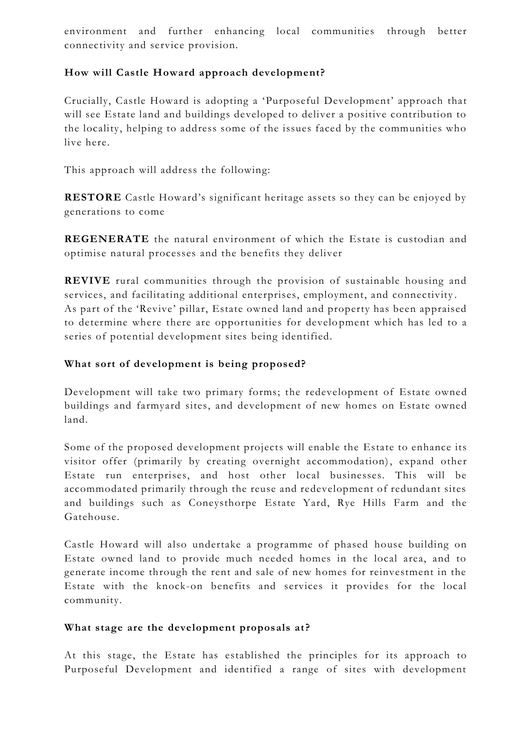environment and further enhancing local communities through better connectivity and service provision.

**How will Castle Howard approach development?**

Crucially, Castle Howard is adopting a 'Purposeful Development' approach that will see Estate land and buildings developed to deliver a positive contribution to the locality, helping to address some of the issues faced by the communities who live here.

This approach will address the following:

**RESTORE** Castle Howard's significant heritage assets so they can be enjoyed by generations to come

**REGENERATE** the natural environment of which the Estate is custodian and optimise natural processes and the benefits they deliver

**REVIVE** rural communities through the provision of sustainable housing and services, and facilitating additional enterprises, employment, and connectivity. As part of the 'Revive' pillar, Estate owned land and property has been appraised to determine where there are opportunities for development which has led to a series of potential development sites being identified.

**What sort of development is being proposed?**

Development will take two primary forms; the redevelopment of Estate owned buildings and farmyard sites, and development of new homes on Estate owned land.

Some of the proposed development projects will enable the Estate to enhance its visitor offer (primarily by creating overnight accommodation), expand other Estate run enterprises, and host other local businesses. This will be accommodated primarily through the reuse and redevelopment of redundant sites and buildings such as Coneysthorpe Estate Yard, Rye Hills Farm and the Gatehouse.

Castle Howard will also undertake a programme of phased house building on Estate owned land to provide much needed homes in the local area, and to generate income through the rent and sale of new homes for reinvestment in the Estate with the knock-on benefits and services it provides for the local community.

**What stage are the development proposals at?**

At this stage, the Estate has established the principles for its approach to Purposeful Development and identified a range of sites with development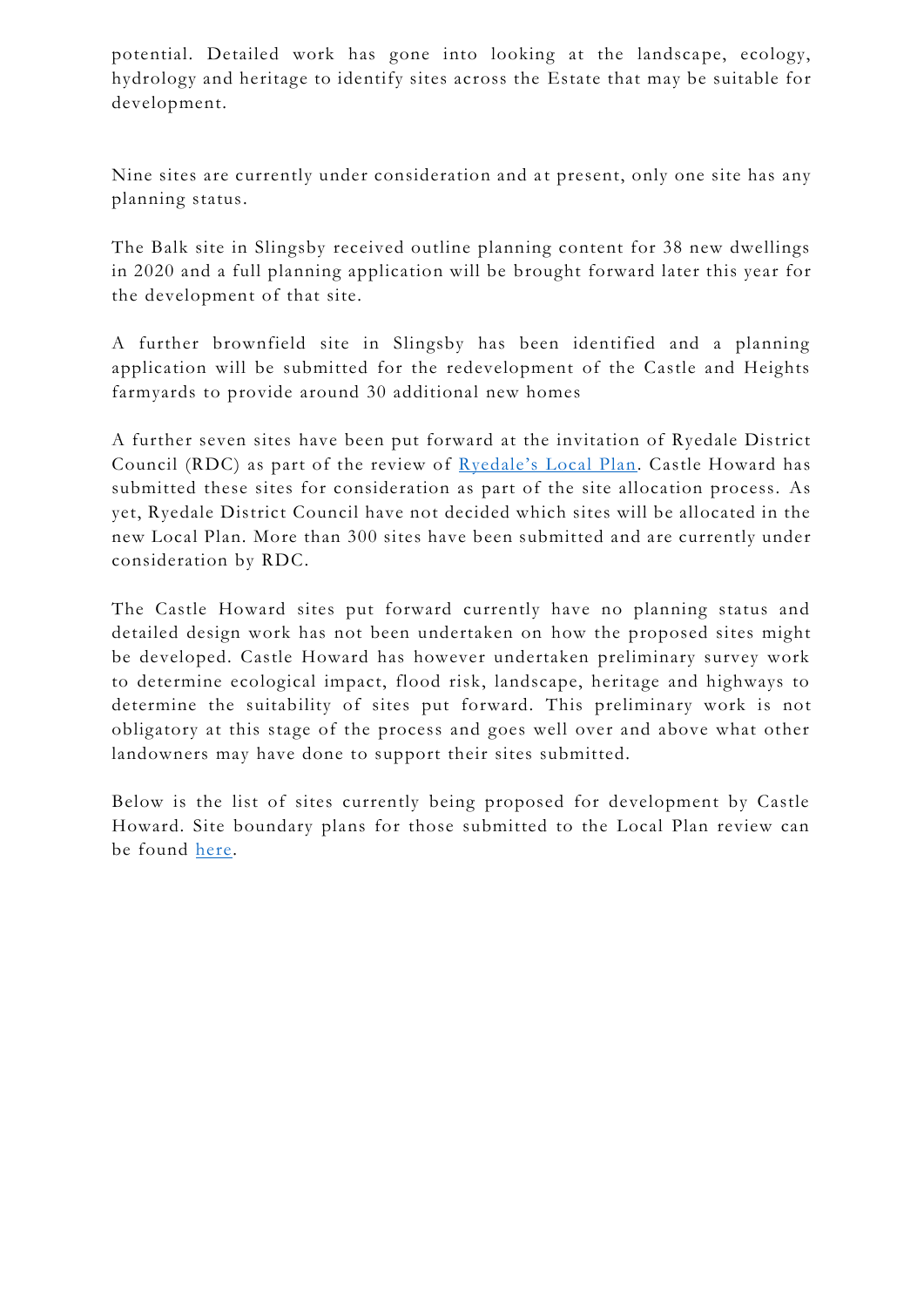potential. Detailed work has gone into looking at the landscape, ecology, hydrology and heritage to identify sites across the Estate that may be suitable for development.

Nine sites are currently under consideration and at present, only one site has any planning status.

The Balk site in Slingsby received outline planning content for 38 new dwellings in 2020 and a full planning application will be brought forward later this year for the development of that site.

A further brownfield site in Slingsby has been identified and a planning application will be submitted for the redevelopment of the Castle and Heights farmyards to provide around 30 additional new homes

A further seven sites have been put forward at the invitation of Ryedale District Council (RDC) as part of the review of Ryedale's Local Plan. Castle Howard has submitted these sites for consideration as part of the site allocation process. As yet, Ryedale District Council have not decided which sites will be allocated in the new Local Plan. More than 300 sites have been submitted and are currently under consideration by RDC.

The Castle Howard sites put forward currently have no planning status and detailed design work has not been undertaken on how the proposed sites might be developed. Castle Howard has however undertaken preliminary survey work to determine ecological impact, flood risk, landscape, heritage and highways to determine the suitability of sites put forward. This preliminary work is not obligatory at this stage of the process and goes well over and above what other landowners may have done to support their sites submitted.

Below is the list of sites currently being proposed for development by Castle Howard. Site boundary plans for those submitted to the Local Plan review can be found here.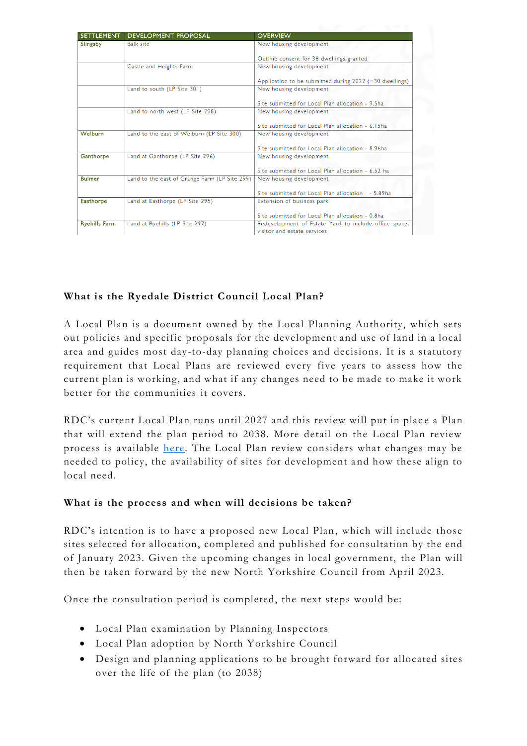| SETTLEMENT | DEVELOPMENT PROPOSAL | OVERVIEW |
|---|---|---|
| Slingsby | Balk site | New housing development<br><br>Outline consent for 38 dwellings granted |
| | Castle and Heights Farm | New housing development<br><br>Application to be submitted during 2022 (~30 dwellings) |
| | Land to south (LP Site 301) | New housing development<br><br>Site submitted for Local Plan allocation - 9.5ha |
| | Land to north west (LP Site 298) | New housing development<br><br>Site submitted for Local Plan allocation - 6.15ha |
| Welburn | Land to the east of Welburn (LP Site 300) | New housing development<br><br>Site submitted for Local Plan allocation - 8.96ha |
| Ganthorpe | Land at Ganthorpe (LP Site 296) | New housing development<br><br>Site submitted for Local Plan allocation - 6.52 ha |
| Bulmer | Land to the east of Grange Farm (LP Site 299) | New housing development<br><br>Site submitted for Local Plan allocation - 5.89ha |
| Easthorpe | Land at Easthorpe (LP Site 295) | Extension of business park<br><br>Site submitted for Local Plan allocation - 0.8ha |
| Ryehills Farm | Land at Ryehills (LP Site 297) | Redevelopment of Estate Yard to include office space, visitor and estate services |

**What is the Ryedale District Council Local Plan?**

A Local Plan is a document owned by the Local Planning Authority, which sets out policies and specific proposals for the development and use of land in a local area and guides most day-to-day planning choices and decisions. It is a statutory requirement that Local Plans are reviewed every five years to assess how the current plan is working, and what if any changes need to be made to make it work better for the communities it covers.

RDC's current Local Plan runs until 2027 and this review will put in place a Plan that will extend the plan period to 2038. More detail on the Local Plan review process is available here. The Local Plan review considers what changes may be needed to policy, the availability of sites for development and how these align to local need.

**What is the process and when will decisions be taken?**

RDC's intention is to have a proposed new Local Plan, which will include those sites selected for allocation, completed and published for consultation by the end of January 2023. Given the upcoming changes in local government, the Plan will then be taken forward by the new North Yorkshire Council from April 2023.

Once the consultation period is completed, the next steps would be:

- Local Plan examination by Planning Inspectors
- Local Plan adoption by North Yorkshire Council
- Design and planning applications to be brought forward for allocated sites over the life of the plan (to 2038)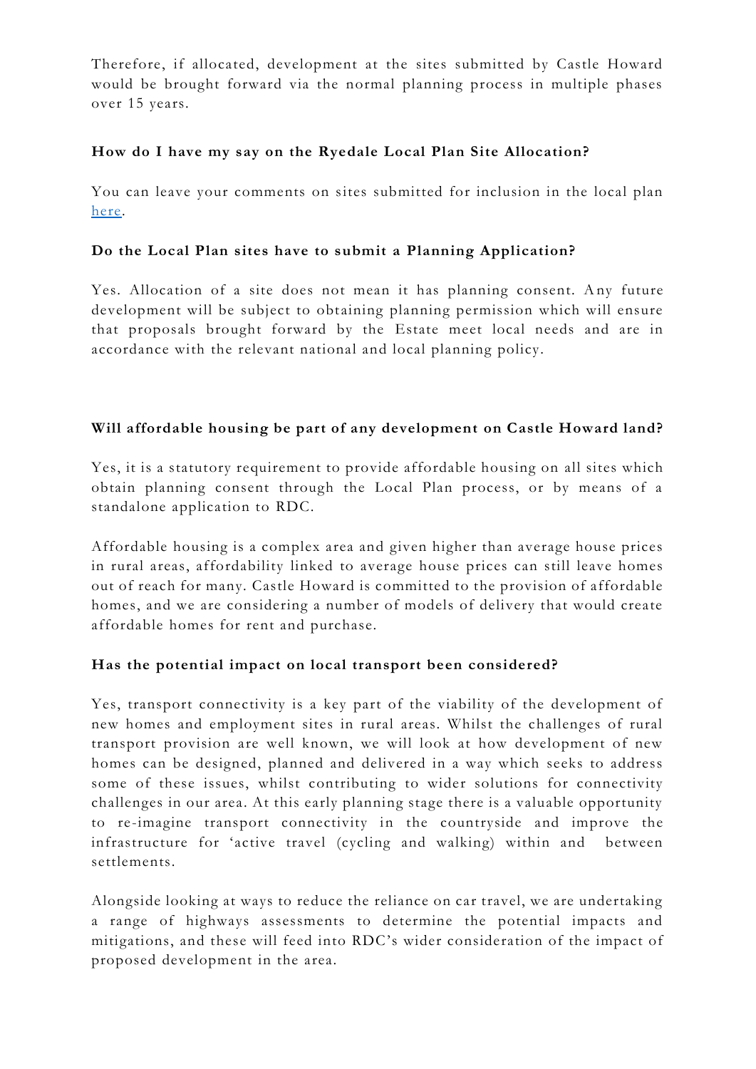Therefore, if allocated, development at the sites submitted by Castle Howard would be brought forward via the normal planning process in multiple phases over 15 years.

**How do I have my say on the Ryedale Local Plan Site Allocation?**

You can leave your comments on sites submitted for inclusion in the local plan here.

**Do the Local Plan sites have to submit a Planning Application?**

Yes. Allocation of a site does not mean it has planning consent. Any future development will be subject to obtaining planning permission which will ensure that proposals brought forward by the Estate meet local needs and are in accordance with the relevant national and local planning policy.

**Will affordable housing be part of any development on Castle Howard land?**

Yes, it is a statutory requirement to provide affordable housing on all sites which obtain planning consent through the Local Plan process, or by means of a standalone application to RDC.

Affordable housing is a complex area and given higher than average house prices in rural areas, affordability linked to average house prices can still leave homes out of reach for many. Castle Howard is committed to the provision of affordable homes, and we are considering a number of models of delivery that would create affordable homes for rent and purchase.

**Has the potential impact on local transport been considered?**

Yes, transport connectivity is a key part of the viability of the development of new homes and employment sites in rural areas. Whilst the challenges of rural transport provision are well known, we will look at how development of new homes can be designed, planned and delivered in a way which seeks to address some of these issues, whilst contributing to wider solutions for connectivity challenges in our area. At this early planning stage there is a valuable opportunity to re-imagine transport connectivity in the countryside and improve the infrastructure for 'active travel (cycling and walking) within and between settlements.

Alongside looking at ways to reduce the reliance on car travel, we are undertaking a range of highways assessments to determine the potential impacts and mitigations, and these will feed into RDC's wider consideration of the impact of proposed development in the area.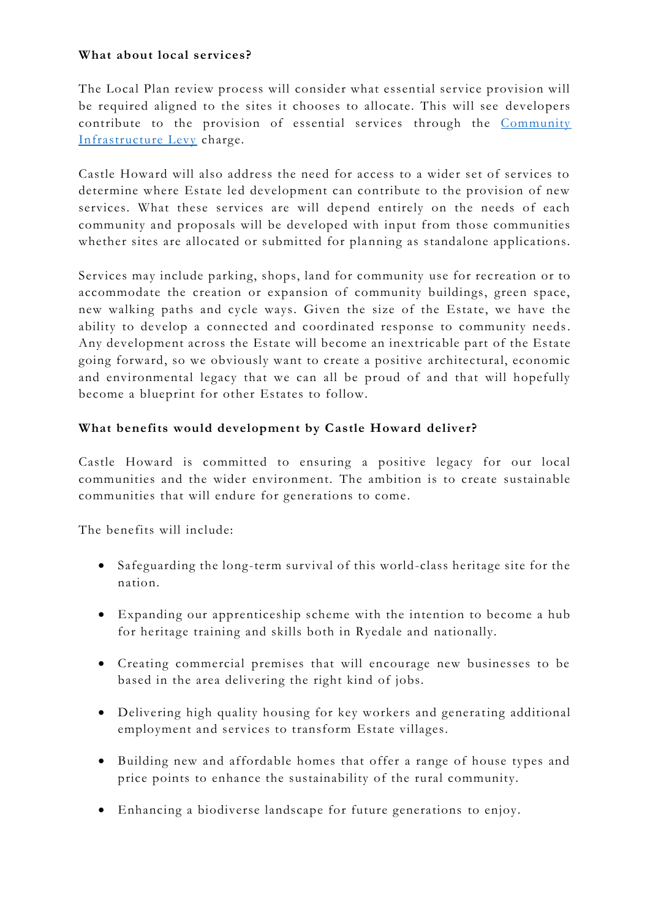**What about local services?**

The Local Plan review process will consider what essential service provision will be required aligned to the sites it chooses to allocate. This will see developers contribute to the provision of essential services through the [Community Infrastructure Levy](Community Infrastructure Levy) charge.

Castle Howard will also address the need for access to a wider set of services to determine where Estate led development can contribute to the provision of new services. What these services are will depend entirely on the needs of each community and proposals will be developed with input from those communities whether sites are allocated or submitted for planning as standalone applications.

Services may include parking, shops, land for community use for recreation or to accommodate the creation or expansion of community buildings, green space, new walking paths and cycle ways. Given the size of the Estate, we have the ability to develop a connected and coordinated response to community needs. Any development across the Estate will become an inextricable part of the Estate going forward, so we obviously want to create a positive architectural, economic and environmental legacy that we can all be proud of and that will hopefully become a blueprint for other Estates to follow.

**What benefits would development by Castle Howard deliver?**

Castle Howard is committed to ensuring a positive legacy for our local communities and the wider environment. The ambition is to create sustainable communities that will endure for generations to come.

The benefits will include:

- Safeguarding the long-term survival of this world-class heritage site for the nation.
- Expanding our apprenticeship scheme with the intention to become a hub for heritage training and skills both in Ryedale and nationally.
- Creating commercial premises that will encourage new businesses to be based in the area delivering the right kind of jobs.
- Delivering high quality housing for key workers and generating additional employment and services to transform Estate villages.
- Building new and affordable homes that offer a range of house types and price points to enhance the sustainability of the rural community.
- Enhancing a biodiverse landscape for future generations to enjoy.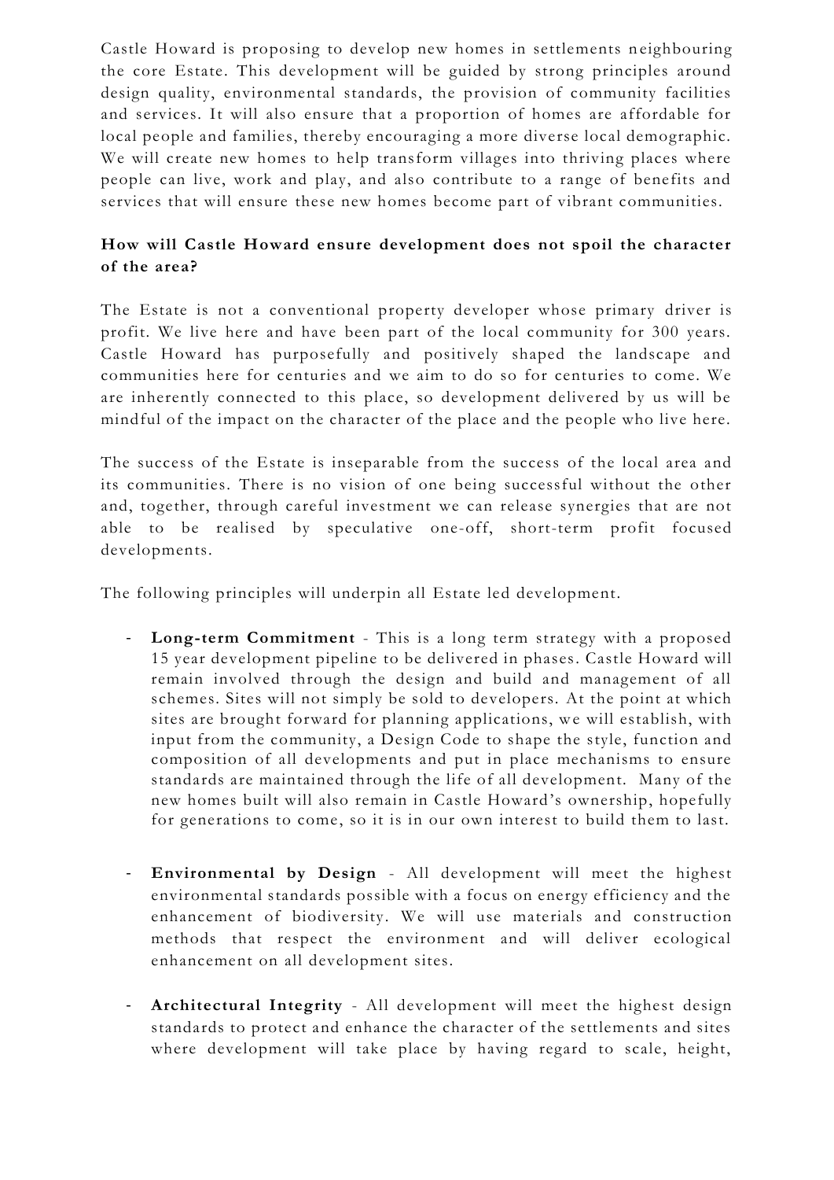Castle Howard is proposing to develop new homes in settlements neighbouring the core Estate. This development will be guided by strong principles around design quality, environmental standards, the provision of community facilities and services. It will also ensure that a proportion of homes are affordable for local people and families, thereby encouraging a more diverse local demographic. We will create new homes to help transform villages into thriving places where people can live, work and play, and also contribute to a range of benefits and services that will ensure these new homes become part of vibrant communities.

**How will Castle Howard ensure development does not spoil the character of the area?**

The Estate is not a conventional property developer whose primary driver is profit. We live here and have been part of the local community for 300 years. Castle Howard has purposefully and positively shaped the landscape and communities here for centuries and we aim to do so for centuries to come. We are inherently connected to this place, so development delivered by us will be mindful of the impact on the character of the place and the people who live here.

The success of the Estate is inseparable from the success of the local area and its communities. There is no vision of one being successful without the other and, together, through careful investment we can release synergies that are not able to be realised by speculative one-off, short-term profit focused developments.

The following principles will underpin all Estate led development.

- **Long-term Commitment** - This is a long term strategy with a proposed 15 year development pipeline to be delivered in phases. Castle Howard will remain involved through the design and build and management of all schemes. Sites will not simply be sold to developers. At the point at which sites are brought forward for planning applications, we will establish, with input from the community, a Design Code to shape the style, function and composition of all developments and put in place mechanisms to ensure standards are maintained through the life of all development. Many of the new homes built will also remain in Castle Howard's ownership, hopefully for generations to come, so it is in our own interest to build them to last.

- **Environmental by Design** - All development will meet the highest environmental standards possible with a focus on energy efficiency and the enhancement of biodiversity. We will use materials and construction methods that respect the environment and will deliver ecological enhancement on all development sites.

- **Architectural Integrity** - All development will meet the highest design standards to protect and enhance the character of the settlements and sites where development will take place by having regard to scale, height,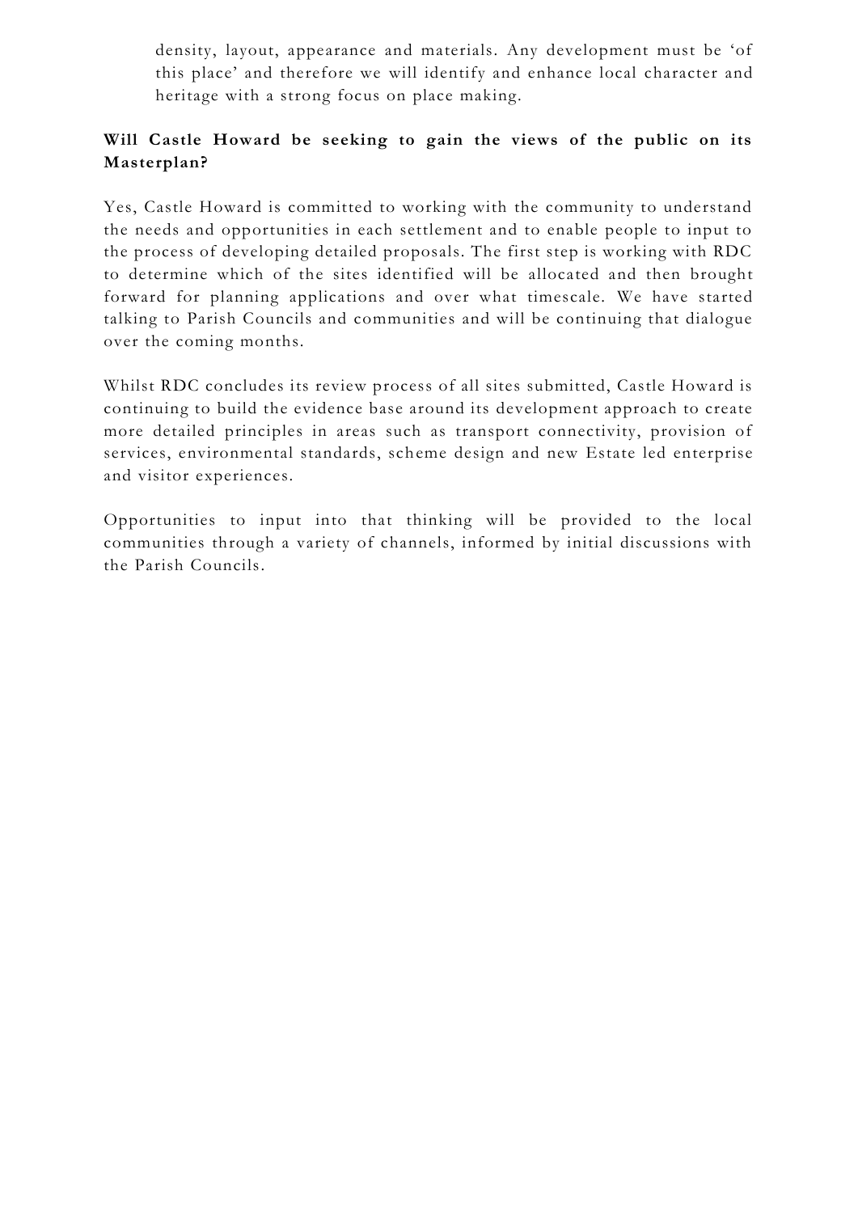density, layout, appearance and materials. Any development must be 'of this place' and therefore we will identify and enhance local character and heritage with a strong focus on place making.

**Will Castle Howard be seeking to gain the views of the public on its Masterplan?**

Yes, Castle Howard is committed to working with the community to understand the needs and opportunities in each settlement and to enable people to input to the process of developing detailed proposals. The first step is working with RDC to determine which of the sites identified will be allocated and then brought forward for planning applications and over what timescale. We have started talking to Parish Councils and communities and will be continuing that dialogue over the coming months.

Whilst RDC concludes its review process of all sites submitted, Castle Howard is continuing to build the evidence base around its development approach to create more detailed principles in areas such as transport connectivity, provision of services, environmental standards, scheme design and new Estate led enterprise and visitor experiences.

Opportunities to input into that thinking will be provided to the local communities through a variety of channels, informed by initial discussions with the Parish Councils.